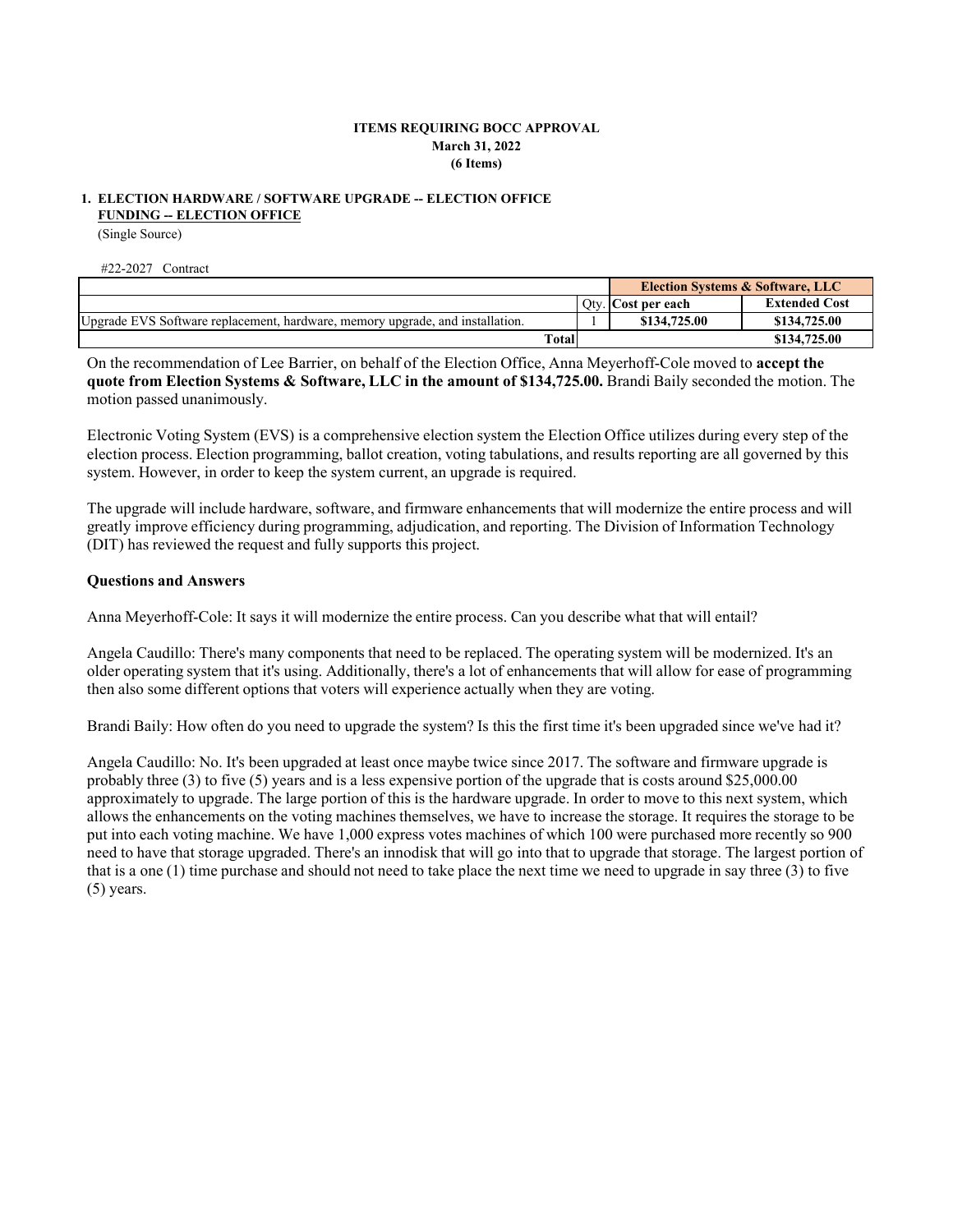**ITEMS REQUIRING BOCC APPROVAL**
**March 31, 2022**
**(6 Items)**

**1. ELECTION HARDWARE / SOFTWARE UPGRADE -- ELECTION OFFICE**
**FUNDING -- ELECTION OFFICE**
(Single Source)

#22-2027 Contract

| | | Election Systems & Software, LLC | |
|---|---|---|---|
| | Qty. | Cost per each | Extended Cost |
| Upgrade EVS Software replacement, hardware, memory upgrade, and installation. | 1 | $134,725.00 | $134,725.00 |
| Total | | | $134,725.00 |

On the recommendation of Lee Barrier, on behalf of the Election Office, Anna Meyerhoff-Cole moved to **accept the quote from Election Systems & Software, LLC in the amount of $134,725.00.** Brandi Baily seconded the motion. The motion passed unanimously.

Electronic Voting System (EVS) is a comprehensive election system the Election Office utilizes during every step of the election process. Election programming, ballot creation, voting tabulations, and results reporting are all governed by this system. However, in order to keep the system current, an upgrade is required.

The upgrade will include hardware, software, and firmware enhancements that will modernize the entire process and will greatly improve efficiency during programming, adjudication, and reporting. The Division of Information Technology (DIT) has reviewed the request and fully supports this project.

**Questions and Answers**

Anna Meyerhoff-Cole: It says it will modernize the entire process. Can you describe what that will entail?

Angela Caudillo: There's many components that need to be replaced. The operating system will be modernized. It's an older operating system that it's using. Additionally, there's a lot of enhancements that will allow for ease of programming then also some different options that voters will experience actually when they are voting.

Brandi Baily: How often do you need to upgrade the system? Is this the first time it's been upgraded since we've had it?

Angela Caudillo: No. It's been upgraded at least once maybe twice since 2017. The software and firmware upgrade is probably three (3) to five (5) years and is a less expensive portion of the upgrade that is costs around $25,000.00 approximately to upgrade. The large portion of this is the hardware upgrade. In order to move to this next system, which allows the enhancements on the voting machines themselves, we have to increase the storage. It requires the storage to be put into each voting machine. We have 1,000 express votes machines of which 100 were purchased more recently so 900 need to have that storage upgraded. There's an innodisk that will go into that to upgrade that storage. The largest portion of that is a one (1) time purchase and should not need to take place the next time we need to upgrade in say three (3) to five (5) years.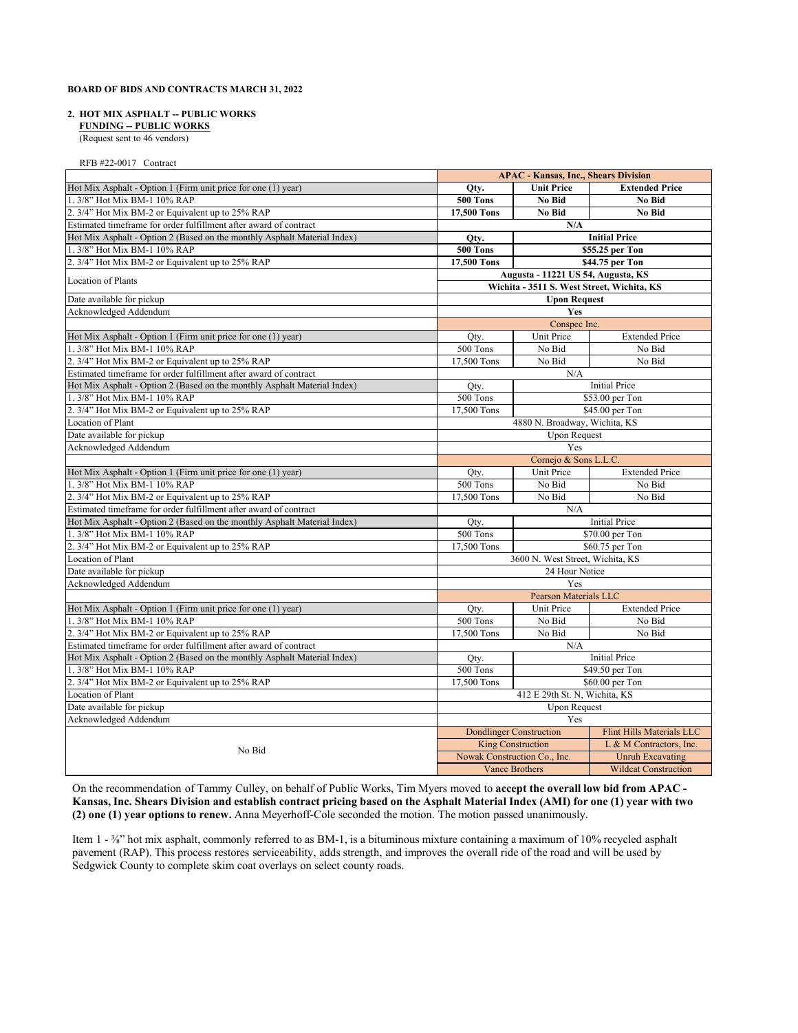**BOARD OF BIDS AND CONTRACTS MARCH 31, 2022**

**2. HOT MIX ASPHALT -- PUBLIC WORKS**
**FUNDING -- PUBLIC WORKS**
(Request sent to 46 vendors)

RFB #22-0017 Contract

| | **APAC - Kansas, Inc., Shears Division** | | |
|---|---|---|---|
| Hot Mix Asphalt - Option 1 (Firm unit price for one (1) year) | **Qty.** | **Unit Price** | **Extended Price** |
| 1. 3/8" Hot Mix BM-1 10% RAP | **500 Tons** | **No Bid** | **No Bid** |
| 2. 3/4" Hot Mix BM-2 or Equivalent up to 25% RAP | **17,500 Tons** | **No Bid** | **No Bid** |
| Estimated timeframe for order fulfillment after award of contract | **N/A** | | |
| Hot Mix Asphalt - Option 2 (Based on the monthly Asphalt Material Index) | **Qty.** | **Initial Price** | |
| 1. 3/8" Hot Mix BM-1 10% RAP | **500 Tons** | **$55.25 per Ton** | |
| 2. 3/4" Hot Mix BM-2 or Equivalent up to 25% RAP | **17,500 Tons** | **$44.75 per Ton** | |
| Location of Plants | **Augusta - 11221 US 54, Augusta, KS**<br>**Wichita - 3511 S. West Street, Wichita, KS** | | |
| Date available for pickup | **Upon Request** | | |
| Acknowledged Addendum | **Yes** | | |
| | Conspec Inc. | | |
| Hot Mix Asphalt - Option 1 (Firm unit price for one (1) year) | Qty. | Unit Price | Extended Price |
| 1. 3/8" Hot Mix BM-1 10% RAP | 500 Tons | No Bid | No Bid |
| 2. 3/4" Hot Mix BM-2 or Equivalent up to 25% RAP | 17,500 Tons | No Bid | No Bid |
| Estimated timeframe for order fulfillment after award of contract | N/A | | |
| Hot Mix Asphalt - Option 2 (Based on the monthly Asphalt Material Index) | Qty. | Initial Price | |
| 1. 3/8" Hot Mix BM-1 10% RAP | 500 Tons | $53.00 per Ton | |
| 2. 3/4" Hot Mix BM-2 or Equivalent up to 25% RAP | 17,500 Tons | $45.00 per Ton | |
| Location of Plant | 4880 N. Broadway, Wichita, KS | | |
| Date available for pickup | Upon Request | | |
| Acknowledged Addendum | Yes | | |
| | Cornejo & Sons L.L.C. | | |
| Hot Mix Asphalt - Option 1 (Firm unit price for one (1) year) | Qty. | Unit Price | Extended Price |
| 1. 3/8" Hot Mix BM-1 10% RAP | 500 Tons | No Bid | No Bid |
| 2. 3/4" Hot Mix BM-2 or Equivalent up to 25% RAP | 17,500 Tons | No Bid | No Bid |
| Estimated timeframe for order fulfillment after award of contract | N/A | | |
| Hot Mix Asphalt - Option 2 (Based on the monthly Asphalt Material Index) | Qty. | Initial Price | |
| 1. 3/8" Hot Mix BM-1 10% RAP | 500 Tons | $70.00 per Ton | |
| 2. 3/4" Hot Mix BM-2 or Equivalent up to 25% RAP | 17,500 Tons | $60.75 per Ton | |
| Location of Plant | 3600 N. West Street, Wichita, KS | | |
| Date available for pickup | 24 Hour Notice | | |
| Acknowledged Addendum | Yes | | |
| | Pearson Materials LLC | | |
| Hot Mix Asphalt - Option 1 (Firm unit price for one (1) year) | Qty. | Unit Price | Extended Price |
| 1. 3/8" Hot Mix BM-1 10% RAP | 500 Tons | No Bid | No Bid |
| 2. 3/4" Hot Mix BM-2 or Equivalent up to 25% RAP | 17,500 Tons | No Bid | No Bid |
| Estimated timeframe for order fulfillment after award of contract | N/A | | |
| Hot Mix Asphalt - Option 2 (Based on the monthly Asphalt Material Index) | Qty. | Initial Price | |
| 1. 3/8" Hot Mix BM-1 10% RAP | 500 Tons | $49.50 per Ton | |
| 2. 3/4" Hot Mix BM-2 or Equivalent up to 25% RAP | 17,500 Tons | $60.00 per Ton | |
| Location of Plant | 412 E 29th St. N, Wichita, KS | | |
| Date available for pickup | Upon Request | | |
| Acknowledged Addendum | Yes | | |
| No Bid | Dondlinger Construction | | Flint Hills Materials LLC |
| | King Construction | | L & M Contractors, Inc. |
| | Nowak Construction Co., Inc. | | Unruh Excavating |
| | Vance Brothers | | Wildcat Construction |

On the recommendation of Tammy Culley, on behalf of Public Works, Tim Myers moved to **accept the overall low bid from APAC - Kansas, Inc. Shears Division and establish contract pricing based on the Asphalt Material Index (AMI) for one (1) year with two (2) one (1) year options to renew.** Anna Meyerhoff-Cole seconded the motion. The motion passed unanimously.

Item 1 - ⅜" hot mix asphalt, commonly referred to as BM-1, is a bituminous mixture containing a maximum of 10% recycled asphalt pavement (RAP). This process restores serviceability, adds strength, and improves the overall ride of the road and will be used by Sedgwick County to complete skim coat overlays on select county roads.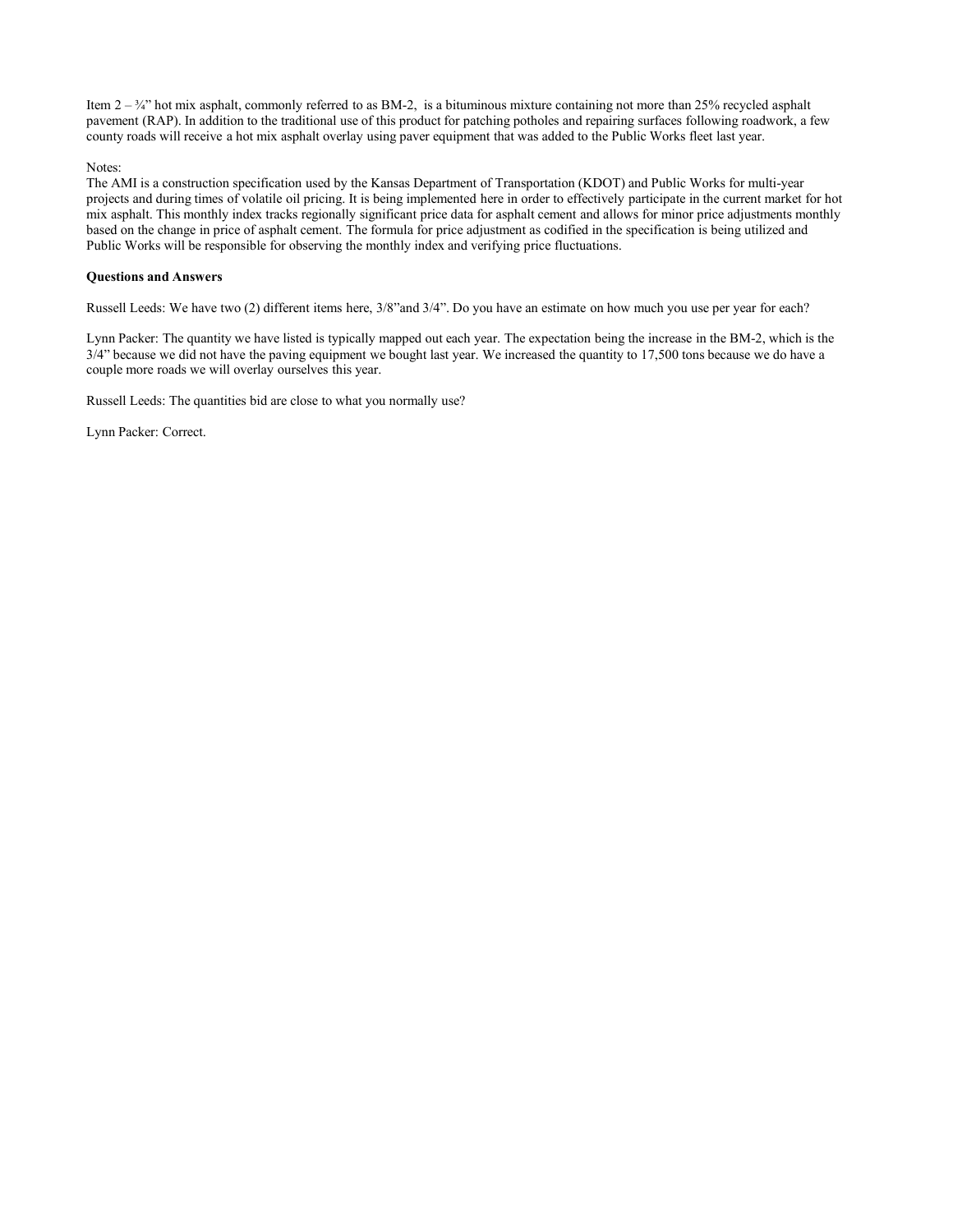Item 2 – ¾" hot mix asphalt, commonly referred to as BM-2, is a bituminous mixture containing not more than 25% recycled asphalt pavement (RAP). In addition to the traditional use of this product for patching potholes and repairing surfaces following roadwork, a few county roads will receive a hot mix asphalt overlay using paver equipment that was added to the Public Works fleet last year.

Notes:
The AMI is a construction specification used by the Kansas Department of Transportation (KDOT) and Public Works for multi-year projects and during times of volatile oil pricing. It is being implemented here in order to effectively participate in the current market for hot mix asphalt. This monthly index tracks regionally significant price data for asphalt cement and allows for minor price adjustments monthly based on the change in price of asphalt cement. The formula for price adjustment as codified in the specification is being utilized and Public Works will be responsible for observing the monthly index and verifying price fluctuations.

**Questions and Answers**

Russell Leeds: We have two (2) different items here, 3/8"and 3/4". Do you have an estimate on how much you use per year for each?

Lynn Packer: The quantity we have listed is typically mapped out each year. The expectation being the increase in the BM-2, which is the 3/4" because we did not have the paving equipment we bought last year. We increased the quantity to 17,500 tons because we do have a couple more roads we will overlay ourselves this year.

Russell Leeds: The quantities bid are close to what you normally use?

Lynn Packer: Correct.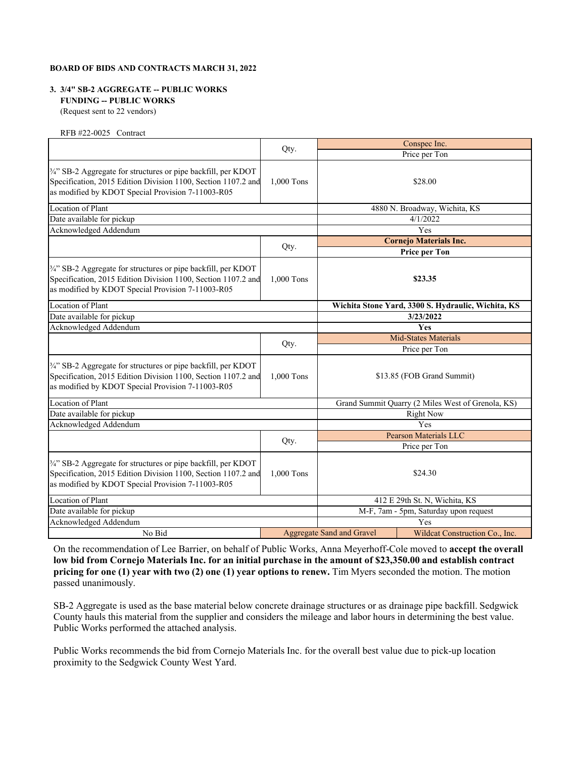**BOARD OF BIDS AND CONTRACTS MARCH 31, 2022**

**3. 3/4" SB-2 AGGREGATE -- PUBLIC WORKS**
**FUNDING -- PUBLIC WORKS**
(Request sent to 22 vendors)

RFB #22-0025 Contract

| | Qty. | Conspec Inc. |
|---|---|---|
| | | Price per Ton |
| ¾" SB-2 Aggregate for structures or pipe backfill, per KDOT Specification, 2015 Edition Division 1100, Section 1107.2 and as modified by KDOT Special Provision 7-11003-R05 | 1,000 Tons | $28.00 |
| Location of Plant | | 4880 N. Broadway, Wichita, KS |
| Date available for pickup | | 4/1/2022 |
| Acknowledged Addendum | | Yes |
| | Qty. | **Cornejo Materials Inc.** |
| | | **Price per Ton** |
| ¾" SB-2 Aggregate for structures or pipe backfill, per KDOT Specification, 2015 Edition Division 1100, Section 1107.2 and as modified by KDOT Special Provision 7-11003-R05 | 1,000 Tons | **$23.35** |
| Location of Plant | | **Wichita Stone Yard, 3300 S. Hydraulic, Wichita, KS** |
| Date available for pickup | | **3/23/2022** |
| Acknowledged Addendum | | **Yes** |
| | Qty. | Mid-States Materials |
| | | Price per Ton |
| ¾" SB-2 Aggregate for structures or pipe backfill, per KDOT Specification, 2015 Edition Division 1100, Section 1107.2 and as modified by KDOT Special Provision 7-11003-R05 | 1,000 Tons | $13.85 (FOB Grand Summit) |
| Location of Plant | | Grand Summit Quarry (2 Miles West of Grenola, KS) |
| Date available for pickup | | Right Now |
| Acknowledged Addendum | | Yes |
| | Qty. | Pearson Materials LLC |
| | | Price per Ton |
| ¾" SB-2 Aggregate for structures or pipe backfill, per KDOT Specification, 2015 Edition Division 1100, Section 1107.2 and as modified by KDOT Special Provision 7-11003-R05 | 1,000 Tons | $24.30 |
| Location of Plant | | 412 E 29th St. N, Wichita, KS |
| Date available for pickup | | M-F, 7am - 5pm, Saturday upon request |
| Acknowledged Addendum | | Yes |
| No Bid | Aggregate Sand and Gravel | Wildcat Construction Co., Inc. |

On the recommendation of Lee Barrier, on behalf of Public Works, Anna Meyerhoff-Cole moved to **accept the overall low bid from Cornejo Materials Inc. for an initial purchase in the amount of $23,350.00 and establish contract pricing for one (1) year with two (2) one (1) year options to renew.** Tim Myers seconded the motion. The motion passed unanimously.

SB-2 Aggregate is used as the base material below concrete drainage structures or as drainage pipe backfill. Sedgwick County hauls this material from the supplier and considers the mileage and labor hours in determining the best value. Public Works performed the attached analysis.

Public Works recommends the bid from Cornejo Materials Inc. for the overall best value due to pick-up location proximity to the Sedgwick County West Yard.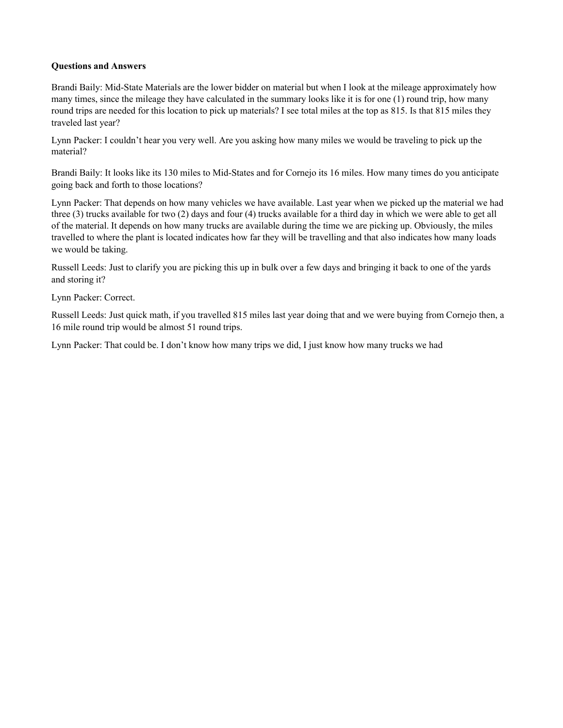**Questions and Answers**

Brandi Baily: Mid-State Materials are the lower bidder on material but when I look at the mileage approximately how many times, since the mileage they have calculated in the summary looks like it is for one (1) round trip, how many round trips are needed for this location to pick up materials? I see total miles at the top as 815. Is that 815 miles they traveled last year?

Lynn Packer: I couldn't hear you very well. Are you asking how many miles we would be traveling to pick up the material?

Brandi Baily: It looks like its 130 miles to Mid-States and for Cornejo its 16 miles. How many times do you anticipate going back and forth to those locations?

Lynn Packer: That depends on how many vehicles we have available. Last year when we picked up the material we had three (3) trucks available for two (2) days and four (4) trucks available for a third day in which we were able to get all of the material. It depends on how many trucks are available during the time we are picking up. Obviously, the miles travelled to where the plant is located indicates how far they will be travelling and that also indicates how many loads we would be taking.

Russell Leeds: Just to clarify you are picking this up in bulk over a few days and bringing it back to one of the yards and storing it?

Lynn Packer: Correct.

Russell Leeds: Just quick math, if you travelled 815 miles last year doing that and we were buying from Cornejo then, a 16 mile round trip would be almost 51 round trips.

Lynn Packer: That could be. I don't know how many trips we did, I just know how many trucks we had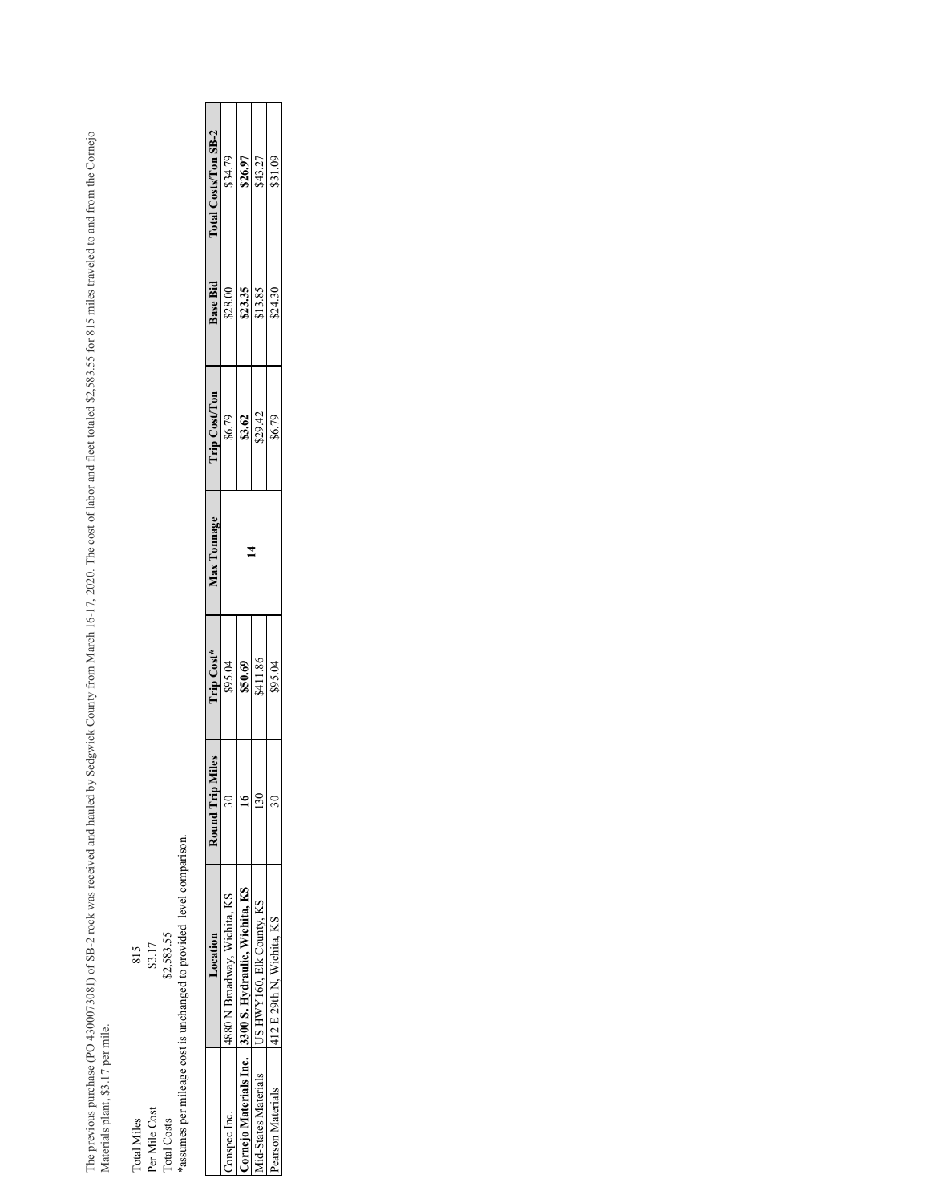The previous purchase (PO 4300073081) of SB-2 rock was received and hauled by Sedgwick County from March 16-17, 2020. The cost of labor and fleet totaled $2,583.55 for 815 miles traveled to and from the Cornejo Materials plant, $3.17 per mile.

| | |
|---|---|
| Total Miles | 815 |
| Per Mile Cost | $3.17 |
| Total Costs | $2,583.55 |

*assumes per mileage cost is unchanged to provided level comparison.

| | Location | Round Trip Miles | Trip Cost* | Max Tonnage | Trip Cost/Ton | Base Bid | Total Costs/Ton SB-2 |
|---|---|---|---|---|---|---|---|
| Conspec Inc. | 4880 N Broadway, Wichita, KS | 30 | $95.04 | | $6.79 | $28.00 | $34.79 |
| **Cornejo Materials Inc.** | **3300 S. Hydraulic, Wichita, KS** | **16** | **$50.69** | **14** | **$3.62** | **$23.35** | **$26.97** |
| Mid-States Materials | US HWY160, Elk County, KS | 130 | $411.86 | | $29.42 | $13.85 | $43.27 |
| Pearson Materials | 412 E 29th N, Wichita, KS | 30 | $95.04 | | $6.79 | $24.30 | $31.09 |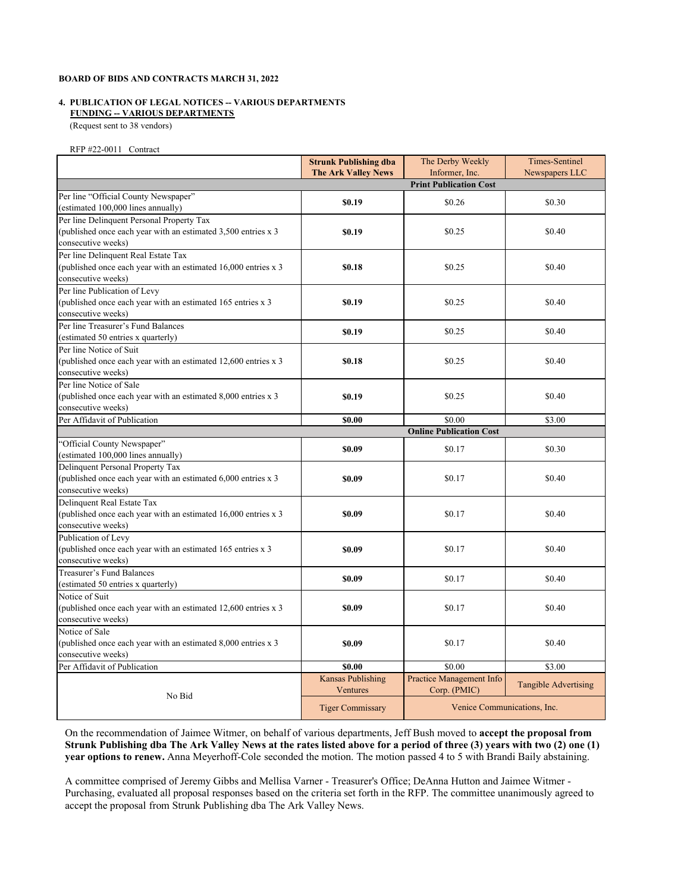**BOARD OF BIDS AND CONTRACTS MARCH 31, 2022**

**4. PUBLICATION OF LEGAL NOTICES -- VARIOUS DEPARTMENTS**
**FUNDING -- VARIOUS DEPARTMENTS**
(Request sent to 38 vendors)

RFP #22-0011 Contract

| | **Strunk Publishing dba The Ark Valley News** | The Derby Weekly Informer, Inc. | Times-Sentinel Newspapers LLC |
|---|---|---|---|
| | | **Print Publication Cost** | |
| Per line "Official County Newspaper" (estimated 100,000 lines annually) | **$0.19** | $0.26 | $0.30 |
| Per line Delinquent Personal Property Tax (published once each year with an estimated 3,500 entries x 3 consecutive weeks) | **$0.19** | $0.25 | $0.40 |
| Per line Delinquent Real Estate Tax (published once each year with an estimated 16,000 entries x 3 consecutive weeks) | **$0.18** | $0.25 | $0.40 |
| Per line Publication of Levy (published once each year with an estimated 165 entries x 3 consecutive weeks) | **$0.19** | $0.25 | $0.40 |
| Per line Treasurer's Fund Balances (estimated 50 entries x quarterly) | **$0.19** | $0.25 | $0.40 |
| Per line Notice of Suit (published once each year with an estimated 12,600 entries x 3 consecutive weeks) | **$0.18** | $0.25 | $0.40 |
| Per line Notice of Sale (published once each year with an estimated 8,000 entries x 3 consecutive weeks) | **$0.19** | $0.25 | $0.40 |
| Per Affidavit of Publication | **$0.00** | $0.00 | $3.00 |
| | | **Online Publication Cost** | |
| "Official County Newspaper" (estimated 100,000 lines annually) | **$0.09** | $0.17 | $0.30 |
| Delinquent Personal Property Tax (published once each year with an estimated 6,000 entries x 3 consecutive weeks) | **$0.09** | $0.17 | $0.40 |
| Delinquent Real Estate Tax (published once each year with an estimated 16,000 entries x 3 consecutive weeks) | **$0.09** | $0.17 | $0.40 |
| Publication of Levy (published once each year with an estimated 165 entries x 3 consecutive weeks) | **$0.09** | $0.17 | $0.40 |
| Treasurer's Fund Balances (estimated 50 entries x quarterly) | **$0.09** | $0.17 | $0.40 |
| Notice of Suit (published once each year with an estimated 12,600 entries x 3 consecutive weeks) | **$0.09** | $0.17 | $0.40 |
| Notice of Sale (published once each year with an estimated 8,000 entries x 3 consecutive weeks) | **$0.09** | $0.17 | $0.40 |
| Per Affidavit of Publication | **$0.00** | $0.00 | $3.00 |
| No Bid | Kansas Publishing Ventures | Practice Management Info Corp. (PMIC) | Tangible Advertising |
| | Tiger Commissary | Venice Communications, Inc. | |

On the recommendation of Jaimee Witmer, on behalf of various departments, Jeff Bush moved to **accept the proposal from Strunk Publishing dba The Ark Valley News at the rates listed above for a period of three (3) years with two (2) one (1) year options to renew.** Anna Meyerhoff-Cole seconded the motion. The motion passed 4 to 5 with Brandi Baily abstaining.

A committee comprised of Jeremy Gibbs and Mellisa Varner - Treasurer's Office; DeAnna Hutton and Jaimee Witmer - Purchasing, evaluated all proposal responses based on the criteria set forth in the RFP. The committee unanimously agreed to accept the proposal from Strunk Publishing dba The Ark Valley News.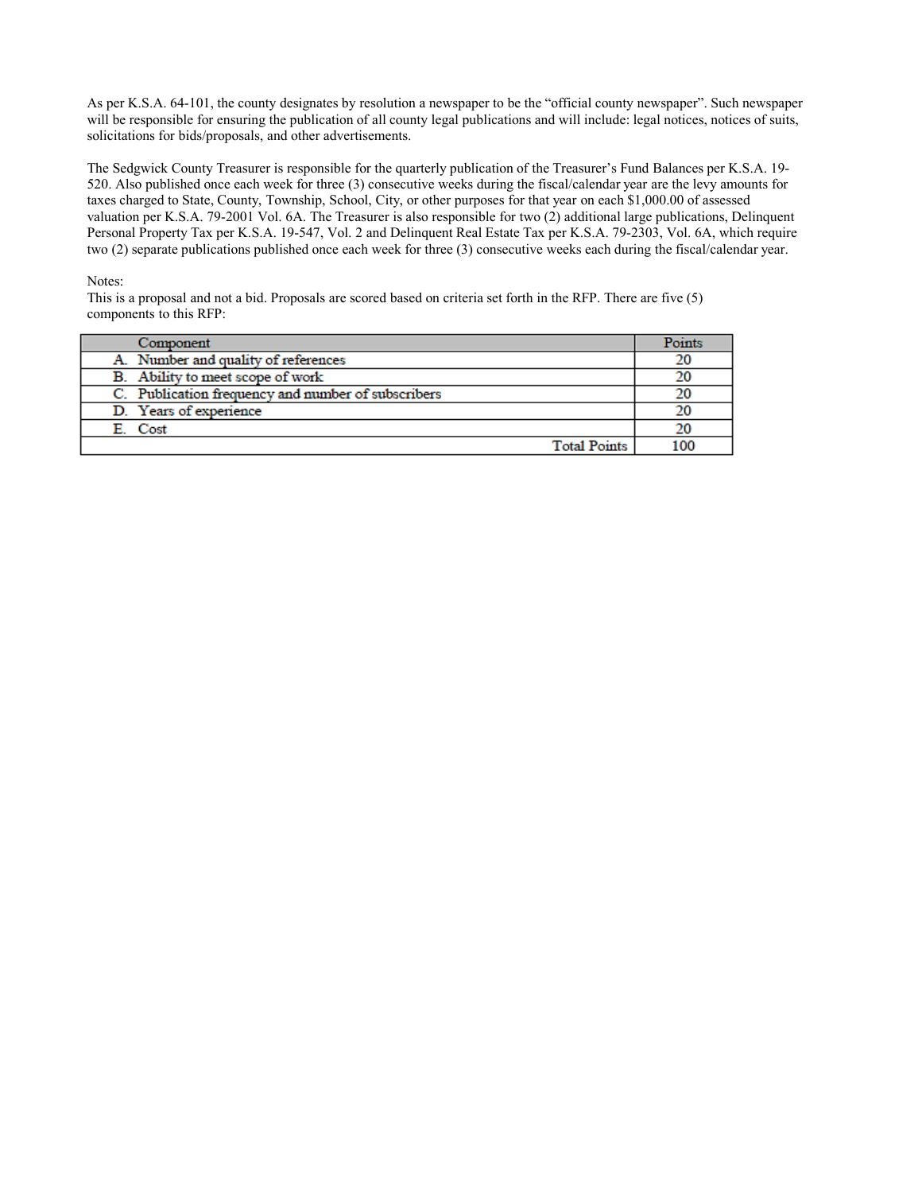As per K.S.A. 64-101, the county designates by resolution a newspaper to be the "official county newspaper". Such newspaper will be responsible for ensuring the publication of all county legal publications and will include: legal notices, notices of suits, solicitations for bids/proposals, and other advertisements.

The Sedgwick County Treasurer is responsible for the quarterly publication of the Treasurer's Fund Balances per K.S.A. 19-520. Also published once each week for three (3) consecutive weeks during the fiscal/calendar year are the levy amounts for taxes charged to State, County, Township, School, City, or other purposes for that year on each $1,000.00 of assessed valuation per K.S.A. 79-2001 Vol. 6A. The Treasurer is also responsible for two (2) additional large publications, Delinquent Personal Property Tax per K.S.A. 19-547, Vol. 2 and Delinquent Real Estate Tax per K.S.A. 79-2303, Vol. 6A, which require two (2) separate publications published once each week for three (3) consecutive weeks each during the fiscal/calendar year.

Notes:
This is a proposal and not a bid. Proposals are scored based on criteria set forth in the RFP. There are five (5) components to this RFP:

| Component | Points |
|---|---|
| A. Number and quality of references | 20 |
| B. Ability to meet scope of work | 20 |
| C. Publication frequency and number of subscribers | 20 |
| D. Years of experience | 20 |
| E. Cost | 20 |
| Total Points | 100 |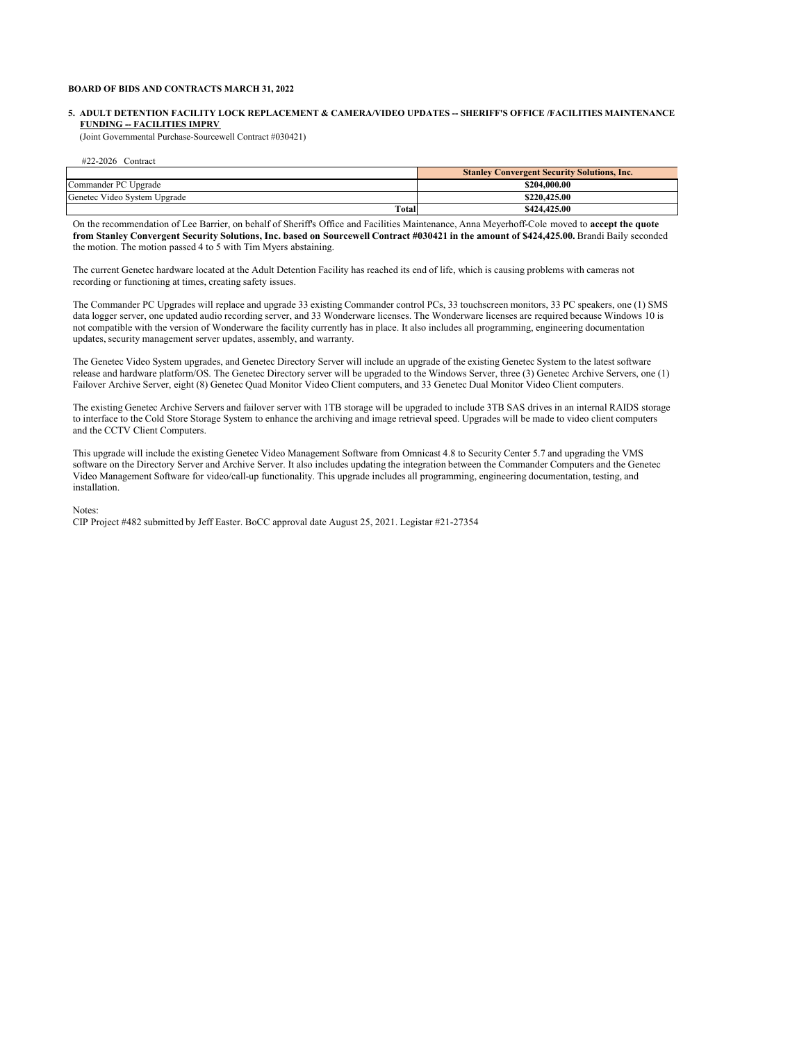**BOARD OF BIDS AND CONTRACTS MARCH 31, 2022**

**5. ADULT DETENTION FACILITY LOCK REPLACEMENT & CAMERA/VIDEO UPDATES -- SHERIFF'S OFFICE /FACILITIES MAINTENANCE**
**FUNDING -- FACILITIES IMPRV**

(Joint Governmental Purchase-Sourcewell Contract #030421)

#22-2026 Contract

| | Stanley Convergent Security Solutions, Inc. |
|---|---|
| Commander PC Upgrade | $204,000.00 |
| Genetec Video System Upgrade | $220,425.00 |
| Total | $424,425.00 |

On the recommendation of Lee Barrier, on behalf of Sheriff's Office and Facilities Maintenance, Anna Meyerhoff-Cole moved to **accept the quote from Stanley Convergent Security Solutions, Inc. based on Sourcewell Contract #030421 in the amount of $424,425.00.** Brandi Baily seconded the motion. The motion passed 4 to 5 with Tim Myers abstaining.

The current Genetec hardware located at the Adult Detention Facility has reached its end of life, which is causing problems with cameras not recording or functioning at times, creating safety issues.

The Commander PC Upgrades will replace and upgrade 33 existing Commander control PCs, 33 touchscreen monitors, 33 PC speakers, one (1) SMS data logger server, one updated audio recording server, and 33 Wonderware licenses. The Wonderware licenses are required because Windows 10 is not compatible with the version of Wonderware the facility currently has in place. It also includes all programming, engineering documentation updates, security management server updates, assembly, and warranty.

The Genetec Video System upgrades, and Genetec Directory Server will include an upgrade of the existing Genetec System to the latest software release and hardware platform/OS. The Genetec Directory server will be upgraded to the Windows Server, three (3) Genetec Archive Servers, one (1) Failover Archive Server, eight (8) Genetec Quad Monitor Video Client computers, and 33 Genetec Dual Monitor Video Client computers.

The existing Genetec Archive Servers and failover server with 1TB storage will be upgraded to include 3TB SAS drives in an internal RAIDS storage to interface to the Cold Store Storage System to enhance the archiving and image retrieval speed. Upgrades will be made to video client computers and the CCTV Client Computers.

This upgrade will include the existing Genetec Video Management Software from Omnicast 4.8 to Security Center 5.7 and upgrading the VMS software on the Directory Server and Archive Server. It also includes updating the integration between the Commander Computers and the Genetec Video Management Software for video/call-up functionality. This upgrade includes all programming, engineering documentation, testing, and installation.

Notes:
CIP Project #482 submitted by Jeff Easter. BoCC approval date August 25, 2021. Legistar #21-27354